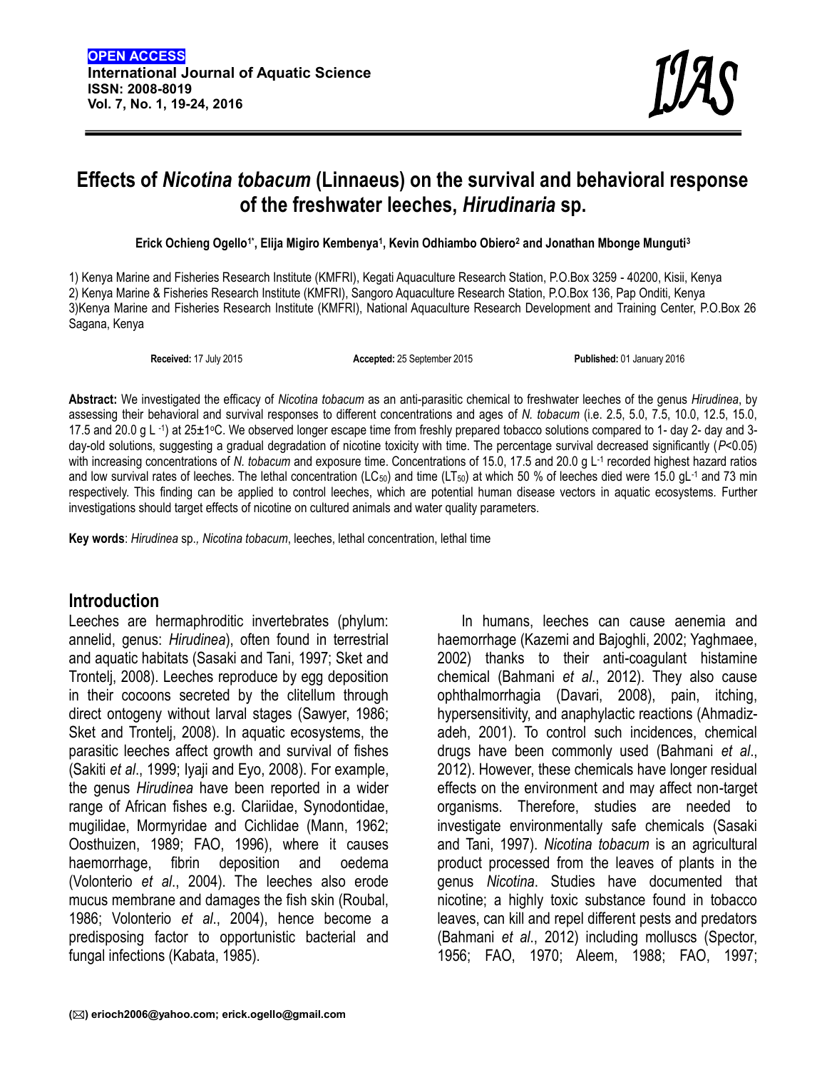**OPEN ACCESS**
**International Journal of Aquatic Science**
**ISSN: 2008-8019**
**Vol. 7, No. 1, 19-24, 2016**

# Effects of *Nicotina tobacum* (Linnaeus) on the survival and behavioral response of the freshwater leeches, *Hirudinaria* sp.

**Erick Ochieng Ogello[1*], Elija Migiro Kembenya[1], Kevin Odhiambo Obiero[2] and Jonathan Mbonge Munguti[3]**

1) Kenya Marine and Fisheries Research Institute (KMFRI), Kegati Aquaculture Research Station, P.O.Box 3259 - 40200, Kisii, Kenya
2) Kenya Marine & Fisheries Research Institute (KMFRI), Sangoro Aquaculture Research Station, P.O.Box 136, Pap Onditi, Kenya
3)Kenya Marine and Fisheries Research Institute (KMFRI), National Aquaculture Research Development and Training Center, P.O.Box 26 Sagana, Kenya

**Received:** 17 July 2015 **Accepted:** 25 September 2015 **Published:** 01 January 2016

**Abstract:** We investigated the efficacy of *Nicotina tobacum* as an anti-parasitic chemical to freshwater leeches of the genus *Hirudinea*, by assessing their behavioral and survival responses to different concentrations and ages of *N. tobacum* (i.e. 2.5, 5.0, 7.5, 10.0, 12.5, 15.0, 17.5 and 20.0 g L $^{-1}$) at 25±1°C. We observed longer escape time from freshly prepared tobacco solutions compared to 1- day 2- day and 3-day-old solutions, suggesting a gradual degradation of nicotine toxicity with time. The percentage survival decreased significantly ($P$<0.05) with increasing concentrations of *N. tobacum* and exposure time. Concentrations of 15.0, 17.5 and 20.0 g L $^{-1}$ recorded highest hazard ratios and low survival rates of leeches. The lethal concentration ($LC_{50}$) and time ($LT_{50}$) at which 50 % of leeches died were 15.0 gL $^{-1}$ and 73 min respectively. This finding can be applied to control leeches, which are potential human disease vectors in aquatic ecosystems. Further investigations should target effects of nicotine on cultured animals and water quality parameters.

**Key words**: *Hirudinea* sp.*, Nicotina tobacum*, leeches, lethal concentration, lethal time

## Introduction

Leeches are hermaphroditic invertebrates (phylum: annelid, genus: *Hirudinea*), often found in terrestrial and aquatic habitats (Sasaki and Tani, 1997; Sket and Trontelj, 2008). Leeches reproduce by egg deposition in their cocoons secreted by the clitellum through direct ontogeny without larval stages (Sawyer, 1986; Sket and Trontelj, 2008). In aquatic ecosystems, the parasitic leeches affect growth and survival of fishes (Sakiti *et al*., 1999; Iyaji and Eyo, 2008). For example, the genus *Hirudinea* have been reported in a wider range of African fishes e.g. Clariidae, Synodontidae, mugilidae, Mormyridae and Cichlidae (Mann, 1962; Oosthuizen, 1989; FAO, 1996), where it causes haemorrhage, fibrin deposition and oedema (Volonterio *et al*., 2004). The leeches also erode mucus membrane and damages the fish skin (Roubal, 1986; Volonterio *et al*., 2004), hence become a predisposing factor to opportunistic bacterial and fungal infections (Kabata, 1985).

In humans, leeches can cause aenemia and haemorrhage (Kazemi and Bajoghli, 2002; Yaghmaee, 2002) thanks to their anti-coagulant histamine chemical (Bahmani *et al*., 2012). They also cause ophthalmorrhagia (Davari, 2008), pain, itching, hypersensitivity, and anaphylactic reactions (Ahmadiz-adeh, 2001). To control such incidences, chemical drugs have been commonly used (Bahmani *et al*., 2012). However, these chemicals have longer residual effects on the environment and may affect non-target organisms. Therefore, studies are needed to investigate environmentally safe chemicals (Sasaki and Tani, 1997). *Nicotina tobacum* is an agricultural product processed from the leaves of plants in the genus *Nicotina*. Studies have documented that nicotine; a highly toxic substance found in tobacco leaves, can kill and repel different pests and predators (Bahmani *et al*., 2012) including molluscs (Spector, 1956; FAO, 1970; Aleem, 1988; FAO, 1997;

(✉) erioch2006@yahoo.com; erick.ogello@gmail.com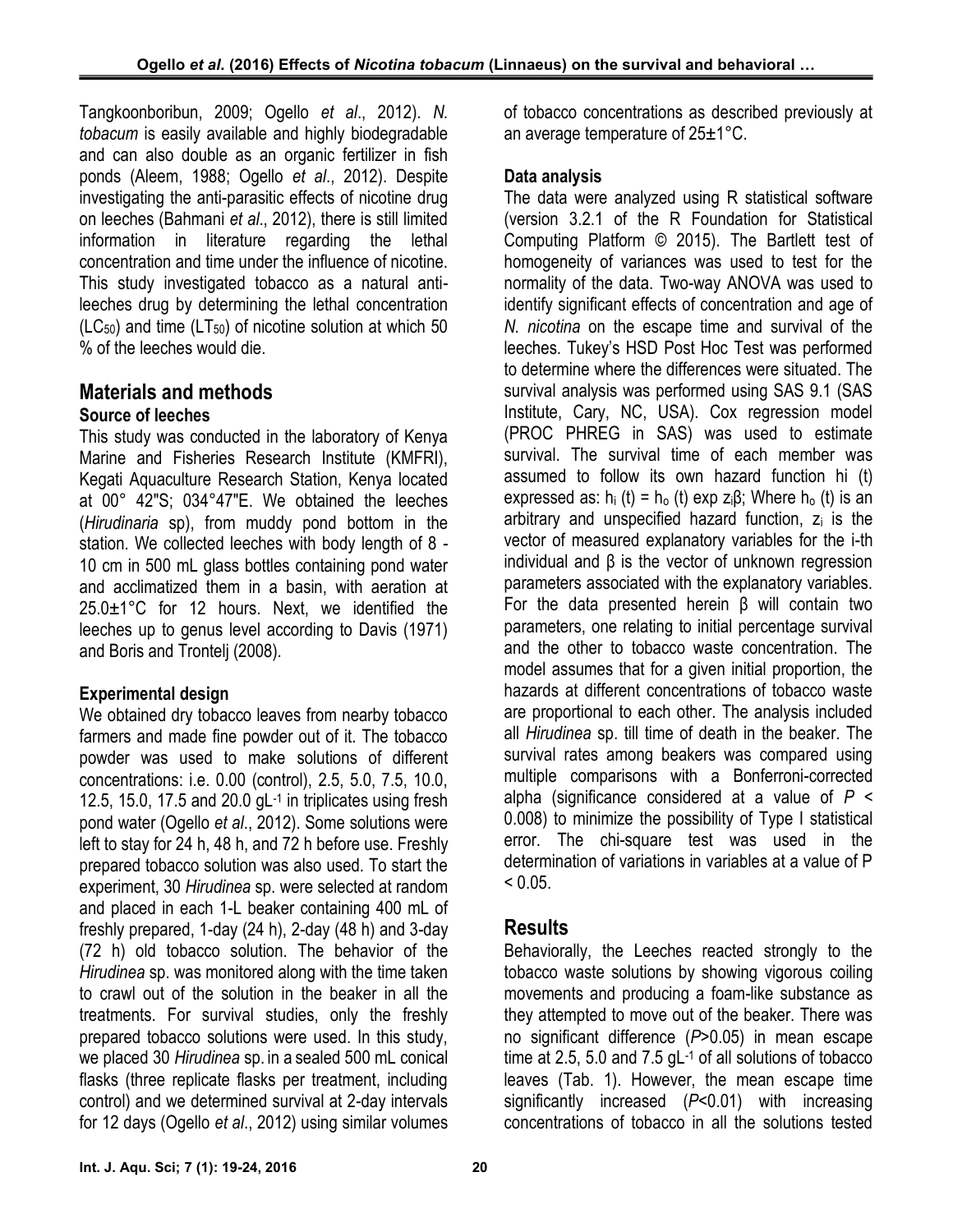Tangkoonboribun, 2009; Ogello *et al*., 2012). *N. tobacum* is easily available and highly biodegradable and can also double as an organic fertilizer in fish ponds (Aleem, 1988; Ogello *et al*., 2012). Despite investigating the anti-parasitic effects of nicotine drug on leeches (Bahmani *et al*., 2012), there is still limited information in literature regarding the lethal concentration and time under the influence of nicotine. This study investigated tobacco as a natural anti-leeches drug by determining the lethal concentration ($LC_{50}$) and time ($LT_{50}$) of nicotine solution at which 50 % of the leeches would die.

## Materials and methods

### Source of leeches

This study was conducted in the laboratory of Kenya Marine and Fisheries Research Institute (KMFRI), Kegati Aquaculture Research Station, Kenya located at 00° 42"S; 034°47"E. We obtained the leeches (*Hirudinaria* sp), from muddy pond bottom in the station. We collected leeches with body length of 8 - 10 cm in 500 mL glass bottles containing pond water and acclimatized them in a basin, with aeration at 25.0±1°C for 12 hours. Next, we identified the leeches up to genus level according to Davis (1971) and Boris and Trontelj (2008).

### Experimental design

We obtained dry tobacco leaves from nearby tobacco farmers and made fine powder out of it. The tobacco powder was used to make solutions of different concentrations: i.e. 0.00 (control), 2.5, 5.0, 7.5, 10.0, 12.5, 15.0, 17.5 and 20.0 $gL^{-1}$ in triplicates using fresh pond water (Ogello *et al*., 2012). Some solutions were left to stay for 24 h, 48 h, and 72 h before use. Freshly prepared tobacco solution was also used. To start the experiment, 30 *Hirudinea* sp. were selected at random and placed in each 1-L beaker containing 400 mL of freshly prepared, 1-day (24 h), 2-day (48 h) and 3-day (72 h) old tobacco solution. The behavior of the *Hirudinea* sp. was monitored along with the time taken to crawl out of the solution in the beaker in all the treatments. For survival studies, only the freshly prepared tobacco solutions were used. In this study, we placed 30 *Hirudinea* sp. in a sealed 500 mL conical flasks (three replicate flasks per treatment, including control) and we determined survival at 2-day intervals for 12 days (Ogello *et al*., 2012) using similar volumes of tobacco concentrations as described previously at an average temperature of 25±1°C.

### Data analysis

The data were analyzed using R statistical software (version 3.2.1 of the R Foundation for Statistical Computing Platform © 2015). The Bartlett test of homogeneity of variances was used to test for the normality of the data. Two-way ANOVA was used to identify significant effects of concentration and age of *N. nicotina* on the escape time and survival of the leeches. Tukey's HSD Post Hoc Test was performed to determine where the differences were situated. The survival analysis was performed using SAS 9.1 (SAS Institute, Cary, NC, USA). Cox regression model (PROC PHREG in SAS) was used to estimate survival. The survival time of each member was assumed to follow its own hazard function hi (t) expressed as: $h_i(t) = h_o(t) \exp z_i\beta$; Where $h_o(t)$ is an arbitrary and unspecified hazard function, $z_i$ is the vector of measured explanatory variables for the i-th individual and β is the vector of unknown regression parameters associated with the explanatory variables. For the data presented herein β will contain two parameters, one relating to initial percentage survival and the other to tobacco waste concentration. The model assumes that for a given initial proportion, the hazards at different concentrations of tobacco waste are proportional to each other. The analysis included all *Hirudinea* sp. till time of death in the beaker. The survival rates among beakers was compared using multiple comparisons with a Bonferroni-corrected alpha (significance considered at a value of $P < 0.008$) to minimize the possibility of Type I statistical error. The chi-square test was used in the determination of variations in variables at a value of $P < 0.05$.

## Results

Behaviorally, the Leeches reacted strongly to the tobacco waste solutions by showing vigorous coiling movements and producing a foam-like substance as they attempted to move out of the beaker. There was no significant difference ($P>0.05$) in mean escape time at 2.5, 5.0 and 7.5 $gL^{-1}$ of all solutions of tobacco leaves (Tab. 1). However, the mean escape time significantly increased ($P<0.01$) with increasing concentrations of tobacco in all the solutions tested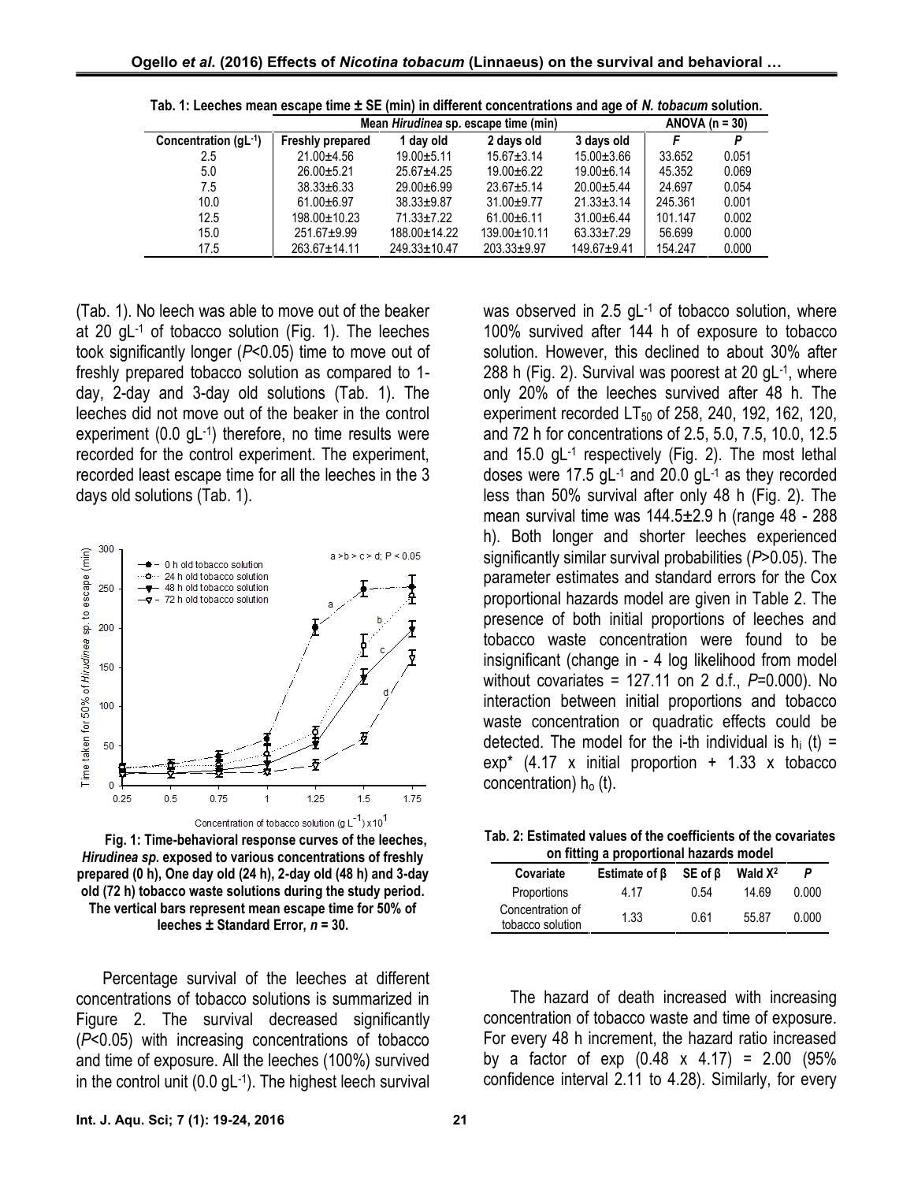**Tab. 1: Leeches mean escape time ± SE (min) in different concentrations and age of *N. tobacum* solution.**

| Concentration ($gL^{-1}$) | Mean *Hirudinea* sp. escape time (min) | | | | ANOVA (n = 30) | |
|---|---|---|---|---|---|---|
| | Freshly prepared | 1 day old | 2 days old | 3 days old | *F* | *P* |
| 2.5 | 21.00±4.56 | 19.00±5.11 | 15.67±3.14 | 15.00±3.66 | 33.652 | 0.051 |
| 5.0 | 26.00±5.21 | 25.67±4.25 | 19.00±6.22 | 19.00±6.14 | 45.352 | 0.069 |
| 7.5 | 38.33±6.33 | 29.00±6.99 | 23.67±5.14 | 20.00±5.44 | 24.697 | 0.054 |
| 10.0 | 61.00±6.97 | 38.33±9.87 | 31.00±9.77 | 21.33±3.14 | 245.361 | 0.001 |
| 12.5 | 198.00±10.23 | 71.33±7.22 | 61.00±6.11 | 31.00±6.44 | 101.147 | 0.002 |
| 15.0 | 251.67±9.99 | 188.00±14.22 | 139.00±10.11 | 63.33±7.29 | 56.699 | 0.000 |
| 17.5 | 263.67±14.11 | 249.33±10.47 | 203.33±9.97 | 149.67±9.41 | 154.247 | 0.000 |

(Tab. 1). No leech was able to move out of the beaker at 20 $gL^{-1}$ of tobacco solution (Fig. 1). The leeches took significantly longer ($P<0.05$) time to move out of freshly prepared tobacco solution as compared to 1-day, 2-day and 3-day old solutions (Tab. 1). The leeches did not move out of the beaker in the control experiment (0.0 $gL^{-1}$) therefore, no time results were recorded for the control experiment. The experiment, recorded least escape time for all the leeches in the 3 days old solutions (Tab. 1).

**Fig. 1: Time-behavioral response curves of the leeches, *Hirudinea sp.* exposed to various concentrations of freshly prepared (0 h), One day old (24 h), 2-day old (48 h) and 3-day old (72 h) tobacco waste solutions during the study period. The vertical bars represent mean escape time for 50% of leeches ± Standard Error, *n* = 30.**

Percentage survival of the leeches at different concentrations of tobacco solutions is summarized in Figure 2. The survival decreased significantly ($P<0.05$) with increasing concentrations of tobacco and time of exposure. All the leeches (100%) survived in the control unit (0.0 $gL^{-1}$). The highest leech survival was observed in 2.5 $gL^{-1}$ of tobacco solution, where 100% survived after 144 h of exposure to tobacco solution. However, this declined to about 30% after 288 h (Fig. 2). Survival was poorest at 20 $gL^{-1}$, where only 20% of the leeches survived after 48 h. The experiment recorded $LT_{50}$ of 258, 240, 192, 162, 120, and 72 h for concentrations of 2.5, 5.0, 7.5, 10.0, 12.5 and 15.0 $gL^{-1}$ respectively (Fig. 2). The most lethal doses were 17.5 $gL^{-1}$ and 20.0 $gL^{-1}$ as they recorded less than 50% survival after only 48 h (Fig. 2). The mean survival time was 144.5±2.9 h (range 48 - 288 h). Both longer and shorter leeches experienced significantly similar survival probabilities ($P>0.05$). The parameter estimates and standard errors for the Cox proportional hazards model are given in Table 2. The presence of both initial proportions of leeches and tobacco waste concentration were found to be insignificant (change in - 4 log likelihood from model without covariates = 127.11 on 2 d.f., $P=0.000$). No interaction between initial proportions and tobacco waste concentration or quadratic effects could be detected. The model for the i-th individual is $h_i(t) = \exp^*(4.17 \times \text{initial proportion} + 1.33 \times \text{tobacco concentration})\, h_o(t)$.

**Tab. 2: Estimated values of the coefficients of the covariates on fitting a proportional hazards model**

| Covariate | Estimate of β | SE of β | Wald $X^2$ | *P* |
|---|---|---|---|---|
| Proportions | 4.17 | 0.54 | 14.69 | 0.000 |
| Concentration of tobacco solution | 1.33 | 0.61 | 55.87 | 0.000 |

The hazard of death increased with increasing concentration of tobacco waste and time of exposure. For every 48 h increment, the hazard ratio increased by a factor of $\exp(0.48 \times 4.17) = 2.00$ (95% confidence interval 2.11 to 4.28). Similarly, for every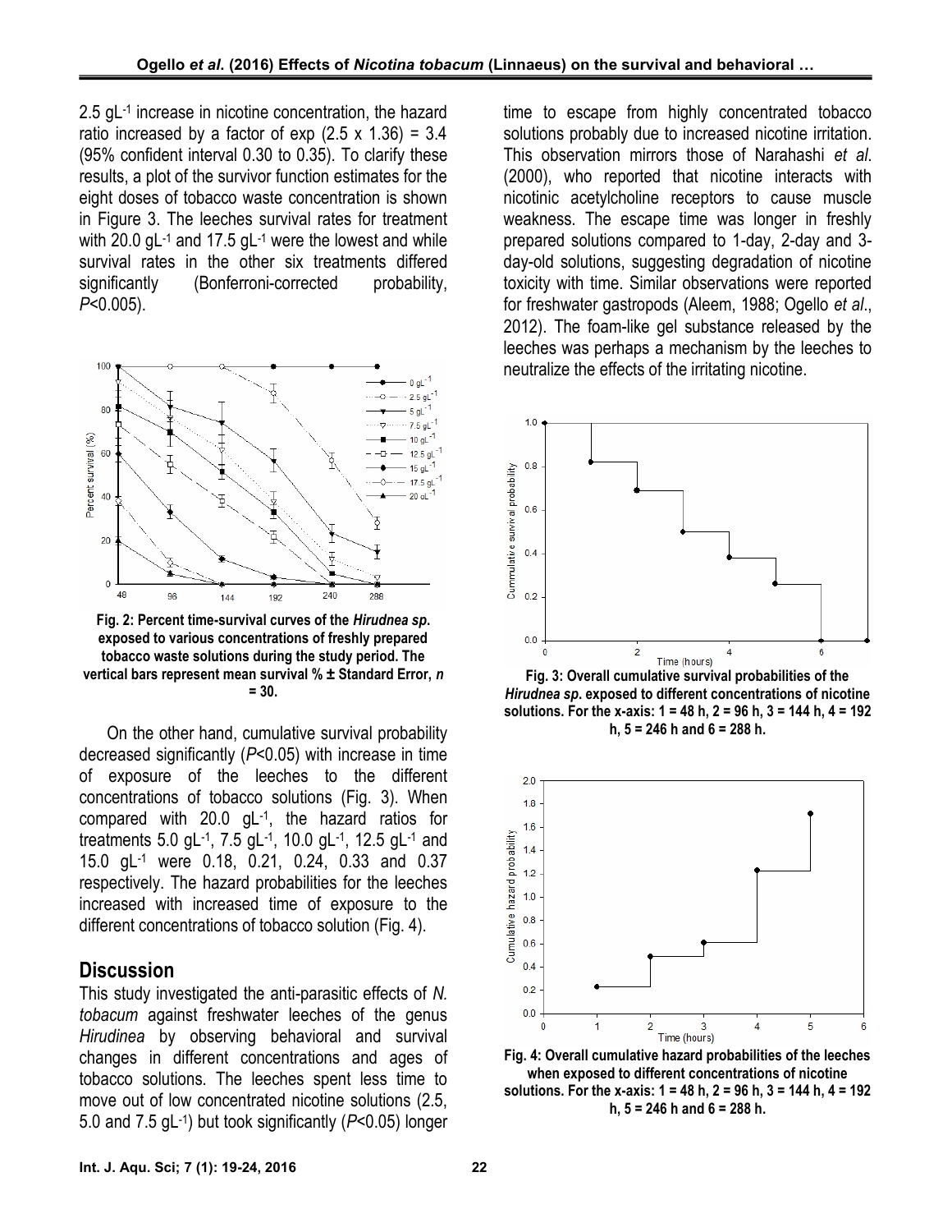2.5 $gL^{-1}$ increase in nicotine concentration, the hazard ratio increased by a factor of exp (2.5 x 1.36) = 3.4 (95% confident interval 0.30 to 0.35). To clarify these results, a plot of the survivor function estimates for the eight doses of tobacco waste concentration is shown in Figure 3. The leeches survival rates for treatment with 20.0 $gL^{-1}$ and 17.5 $gL^{-1}$ were the lowest and while survival rates in the other six treatments differed significantly (Bonferroni-corrected probability, $P$<0.005).

**Fig. 2: Percent time-survival curves of the *Hirudnea sp*. exposed to various concentrations of freshly prepared tobacco waste solutions during the study period. The vertical bars represent mean survival % ± Standard Error, *n* = 30.**

On the other hand, cumulative survival probability decreased significantly ($P$<0.05) with increase in time of exposure of the leeches to the different concentrations of tobacco solutions (Fig. 3). When compared with 20.0 $gL^{-1}$, the hazard ratios for treatments 5.0 $gL^{-1}$, 7.5 $gL^{-1}$, 10.0 $gL^{-1}$, 12.5 $gL^{-1}$ and 15.0 $gL^{-1}$ were 0.18, 0.21, 0.24, 0.33 and 0.37 respectively. The hazard probabilities for the leeches increased with increased time of exposure to the different concentrations of tobacco solution (Fig. 4).

## Discussion

This study investigated the anti-parasitic effects of *N. tobacum* against freshwater leeches of the genus *Hirudinea* by observing behavioral and survival changes in different concentrations and ages of tobacco solutions. The leeches spent less time to move out of low concentrated nicotine solutions (2.5, 5.0 and 7.5 $gL^{-1}$) but took significantly ($P$<0.05) longer time to escape from highly concentrated tobacco solutions probably due to increased nicotine irritation. This observation mirrors those of Narahashi *et al*. (2000), who reported that nicotine interacts with nicotinic acetylcholine receptors to cause muscle weakness. The escape time was longer in freshly prepared solutions compared to 1-day, 2-day and 3-day-old solutions, suggesting degradation of nicotine toxicity with time. Similar observations were reported for freshwater gastropods (Aleem, 1988; Ogello *et al*., 2012). The foam-like gel substance released by the leeches was perhaps a mechanism by the leeches to neutralize the effects of the irritating nicotine.

**Fig. 3: Overall cumulative survival probabilities of the *Hirudnea sp*. exposed to different concentrations of nicotine solutions. For the x-axis: 1 = 48 h, 2 = 96 h, 3 = 144 h, 4 = 192 h, 5 = 246 h and 6 = 288 h.**

**Fig. 4: Overall cumulative hazard probabilities of the leeches when exposed to different concentrations of nicotine solutions. For the x-axis: 1 = 48 h, 2 = 96 h, 3 = 144 h, 4 = 192 h, 5 = 246 h and 6 = 288 h.**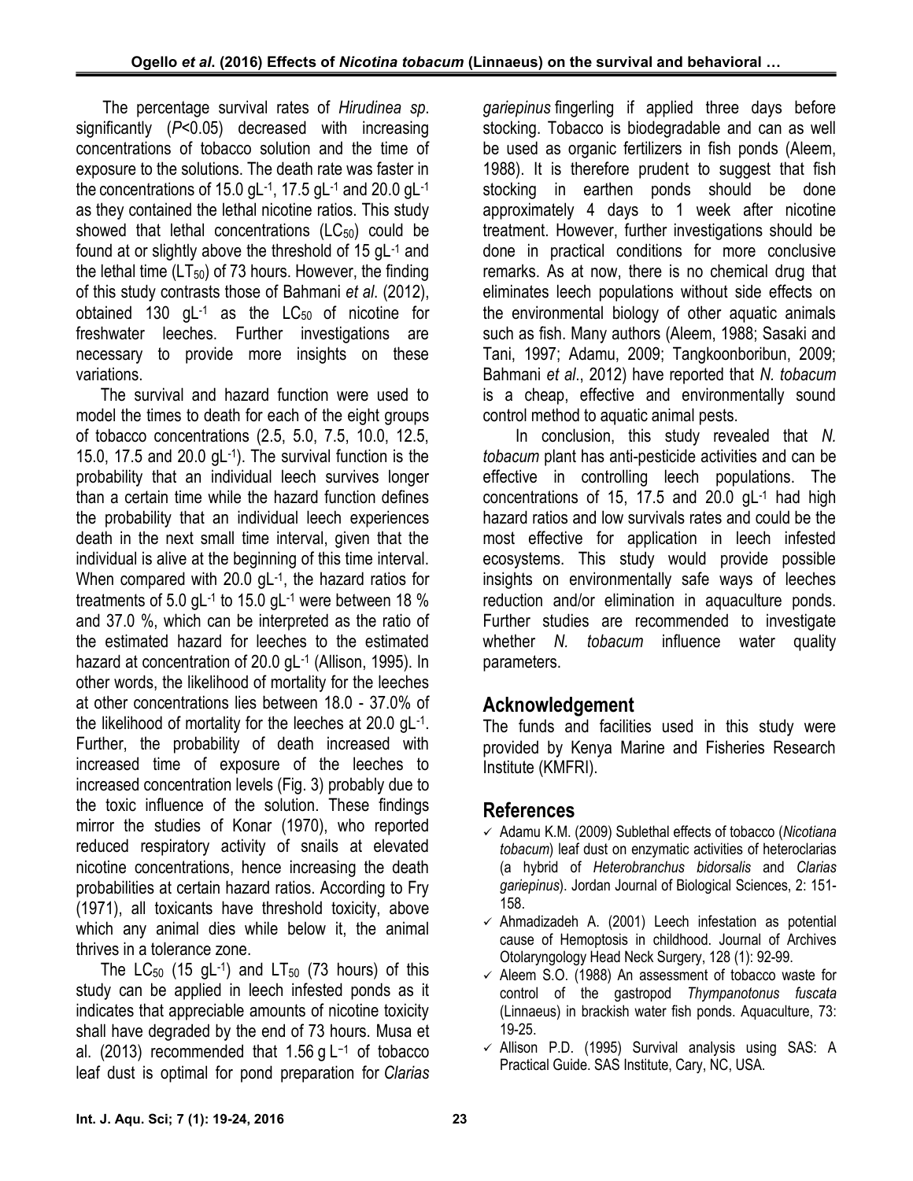The percentage survival rates of *Hirudinea sp*. significantly ($P$<0.05) decreased with increasing concentrations of tobacco solution and the time of exposure to the solutions. The death rate was faster in the concentrations of 15.0 $gL^{-1}$, 17.5 $gL^{-1}$ and 20.0 $gL^{-1}$ as they contained the lethal nicotine ratios. This study showed that lethal concentrations ($LC_{50}$) could be found at or slightly above the threshold of 15 $gL^{-1}$ and the lethal time ($LT_{50}$) of 73 hours. However, the finding of this study contrasts those of Bahmani *et al*. (2012), obtained 130 $gL^{-1}$ as the $LC_{50}$ of nicotine for freshwater leeches. Further investigations are necessary to provide more insights on these variations.

The survival and hazard function were used to model the times to death for each of the eight groups of tobacco concentrations (2.5, 5.0, 7.5, 10.0, 12.5, 15.0, 17.5 and 20.0 $gL^{-1}$). The survival function is the probability that an individual leech survives longer than a certain time while the hazard function defines the probability that an individual leech experiences death in the next small time interval, given that the individual is alive at the beginning of this time interval. When compared with 20.0 $gL^{-1}$, the hazard ratios for treatments of 5.0 $gL^{-1}$ to 15.0 $gL^{-1}$ were between 18 % and 37.0 %, which can be interpreted as the ratio of the estimated hazard for leeches to the estimated hazard at concentration of 20.0 $gL^{-1}$ (Allison, 1995). In other words, the likelihood of mortality for the leeches at other concentrations lies between 18.0 - 37.0% of the likelihood of mortality for the leeches at 20.0 $gL^{-1}$. Further, the probability of death increased with increased time of exposure of the leeches to increased concentration levels (Fig. 3) probably due to the toxic influence of the solution. These findings mirror the studies of Konar (1970), who reported reduced respiratory activity of snails at elevated nicotine concentrations, hence increasing the death probabilities at certain hazard ratios. According to Fry (1971), all toxicants have threshold toxicity, above which any animal dies while below it, the animal thrives in a tolerance zone.

The $LC_{50}$ (15 $gL^{-1}$) and $LT_{50}$ (73 hours) of this study can be applied in leech infested ponds as it indicates that appreciable amounts of nicotine toxicity shall have degraded by the end of 73 hours. Musa et al. (2013) recommended that 1.56 g $L^{-1}$ of tobacco leaf dust is optimal for pond preparation for *Clarias gariepinus* fingerling if applied three days before stocking. Tobacco is biodegradable and can as well be used as organic fertilizers in fish ponds (Aleem, 1988). It is therefore prudent to suggest that fish stocking in earthen ponds should be done approximately 4 days to 1 week after nicotine treatment. However, further investigations should be done in practical conditions for more conclusive remarks. As at now, there is no chemical drug that eliminates leech populations without side effects on the environmental biology of other aquatic animals such as fish. Many authors (Aleem, 1988; Sasaki and Tani, 1997; Adamu, 2009; Tangkoonboribun, 2009; Bahmani *et al*., 2012) have reported that *N. tobacum* is a cheap, effective and environmentally sound control method to aquatic animal pests.

In conclusion, this study revealed that *N. tobacum* plant has anti-pesticide activities and can be effective in controlling leech populations. The concentrations of 15, 17.5 and 20.0 $gL^{-1}$ had high hazard ratios and low survivals rates and could be the most effective for application in leech infested ecosystems. This study would provide possible insights on environmentally safe ways of leeches reduction and/or elimination in aquaculture ponds. Further studies are recommended to investigate whether *N. tobacum* influence water quality parameters.

## Acknowledgement

The funds and facilities used in this study were provided by Kenya Marine and Fisheries Research Institute (KMFRI).

## References

- Adamu K.M. (2009) Sublethal effects of tobacco (*Nicotiana tobacum*) leaf dust on enzymatic activities of heteroclarias (a hybrid of *Heterobranchus bidorsalis* and *Clarias gariepinus*). Jordan Journal of Biological Sciences, 2: 151-158.
- Ahmadizadeh A. (2001) Leech infestation as potential cause of Hemoptosis in childhood. Journal of Archives Otolaryngology Head Neck Surgery, 128 (1): 92-99.
- Aleem S.O. (1988) An assessment of tobacco waste for control of the gastropod *Thympanotonus fuscata* (Linnaeus) in brackish water fish ponds. Aquaculture, 73: 19-25.
- Allison P.D. (1995) Survival analysis using SAS: A Practical Guide. SAS Institute, Cary, NC, USA.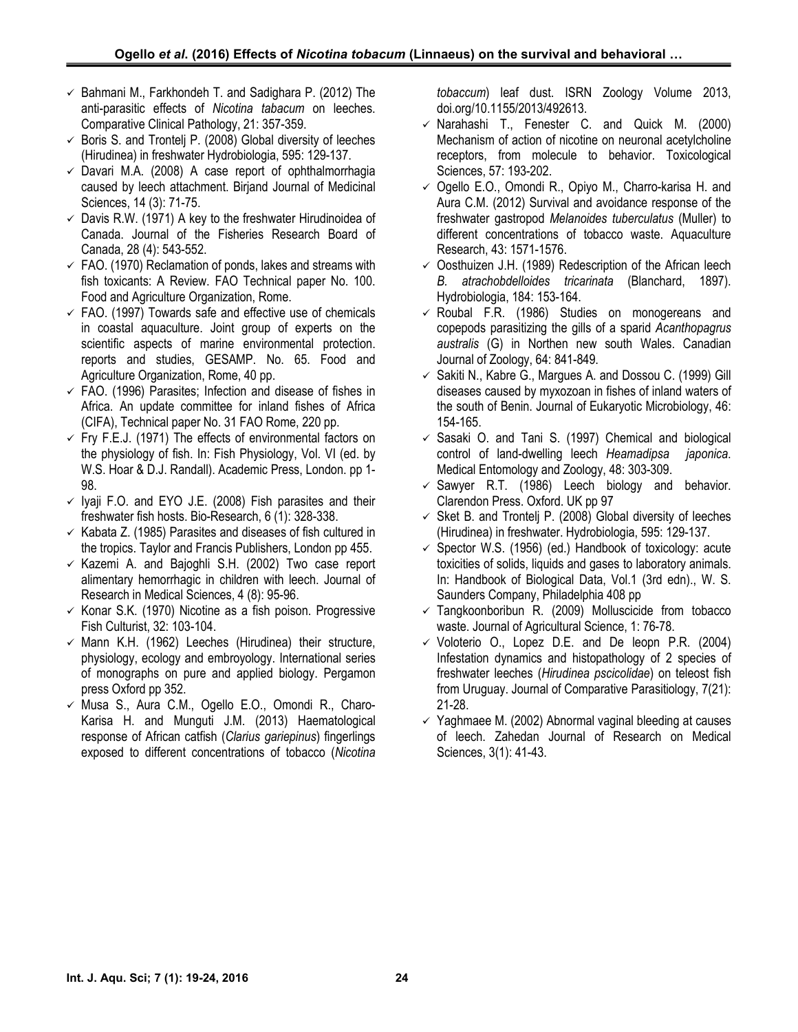- Bahmani M., Farkhondeh T. and Sadighara P. (2012) The anti-parasitic effects of *Nicotina tabacum* on leeches. Comparative Clinical Pathology, 21: 357-359.
- Boris S. and Trontelj P. (2008) Global diversity of leeches (Hirudinea) in freshwater Hydrobiologia, 595: 129-137.
- Davari M.A. (2008) A case report of ophthalmorrhagia caused by leech attachment. Birjand Journal of Medicinal Sciences, 14 (3): 71-75.
- Davis R.W. (1971) A key to the freshwater Hirudinoidea of Canada. Journal of the Fisheries Research Board of Canada, 28 (4): 543-552.
- FAO. (1970) Reclamation of ponds, lakes and streams with fish toxicants: A Review. FAO Technical paper No. 100. Food and Agriculture Organization, Rome.
- FAO. (1997) Towards safe and effective use of chemicals in coastal aquaculture. Joint group of experts on the scientific aspects of marine environmental protection. reports and studies, GESAMP. No. 65. Food and Agriculture Organization, Rome, 40 pp.
- FAO. (1996) Parasites; Infection and disease of fishes in Africa. An update committee for inland fishes of Africa (CIFA), Technical paper No. 31 FAO Rome, 220 pp.
- Fry F.E.J. (1971) The effects of environmental factors on the physiology of fish. In: Fish Physiology, Vol. VI (ed. by W.S. Hoar & D.J. Randall). Academic Press, London. pp 1-98.
- Iyaji F.O. and EYO J.E. (2008) Fish parasites and their freshwater fish hosts. Bio-Research, 6 (1): 328-338.
- Kabata Z. (1985) Parasites and diseases of fish cultured in the tropics. Taylor and Francis Publishers, London pp 455.
- Kazemi A. and Bajoghli S.H. (2002) Two case report alimentary hemorrhagic in children with leech. Journal of Research in Medical Sciences, 4 (8): 95-96.
- Konar S.K. (1970) Nicotine as a fish poison. Progressive Fish Culturist, 32: 103-104.
- Mann K.H. (1962) Leeches (Hirudinea) their structure, physiology, ecology and embroyology. International series of monographs on pure and applied biology. Pergamon press Oxford pp 352.
- Musa S., Aura C.M., Ogello E.O., Omondi R., Charo-Karisa H. and Munguti J.M. (2013) Haematological response of African catfish (*Clarius gariepinus*) fingerlings exposed to different concentrations of tobacco (*Nicotina tobaccum*) leaf dust. ISRN Zoology Volume 2013, doi.org/10.1155/2013/492613.
- Narahashi T., Fenester C. and Quick M. (2000) Mechanism of action of nicotine on neuronal acetylcholine receptors, from molecule to behavior. Toxicological Sciences, 57: 193-202.
- Ogello E.O., Omondi R., Opiyo M., Charro-karisa H. and Aura C.M. (2012) Survival and avoidance response of the freshwater gastropod *Melanoides tuberculatus* (Muller) to different concentrations of tobacco waste. Aquaculture Research, 43: 1571-1576.
- Oosthuizen J.H. (1989) Redescription of the African leech *B. atrachobdelloides tricarinata* (Blanchard, 1897). Hydrobiologia, 184: 153-164.
- Roubal F.R. (1986) Studies on monogereans and copepods parasitizing the gills of a sparid *Acanthopagrus australis* (G) in Northen new south Wales. Canadian Journal of Zoology, 64: 841-849.
- Sakiti N., Kabre G., Margues A. and Dossou C. (1999) Gill diseases caused by myxozoan in fishes of inland waters of the south of Benin. Journal of Eukaryotic Microbiology, 46: 154-165.
- Sasaki O. and Tani S. (1997) Chemical and biological control of land-dwelling leech *Heamadipsa japonica*. Medical Entomology and Zoology, 48: 303-309.
- Sawyer R.T. (1986) Leech biology and behavior. Clarendon Press. Oxford. UK pp 97
- Sket B. and Trontelj P. (2008) Global diversity of leeches (Hirudinea) in freshwater. Hydrobiologia, 595: 129-137.
- Spector W.S. (1956) (ed.) Handbook of toxicology: acute toxicities of solids, liquids and gases to laboratory animals. In: Handbook of Biological Data, Vol.1 (3rd edn)., W. S. Saunders Company, Philadelphia 408 pp
- Tangkoonboribun R. (2009) Molluscicide from tobacco waste. Journal of Agricultural Science, 1: 76-78.
- Voloterio O., Lopez D.E. and De leopn P.R. (2004) Infestation dynamics and histopathology of 2 species of freshwater leeches (*Hirudinea pscicolidae*) on teleost fish from Uruguay. Journal of Comparative Parasitiology, 7(21): 21-28.
- Yaghmaee M. (2002) Abnormal vaginal bleeding at causes of leech. Zahedan Journal of Research on Medical Sciences, 3(1): 41-43.